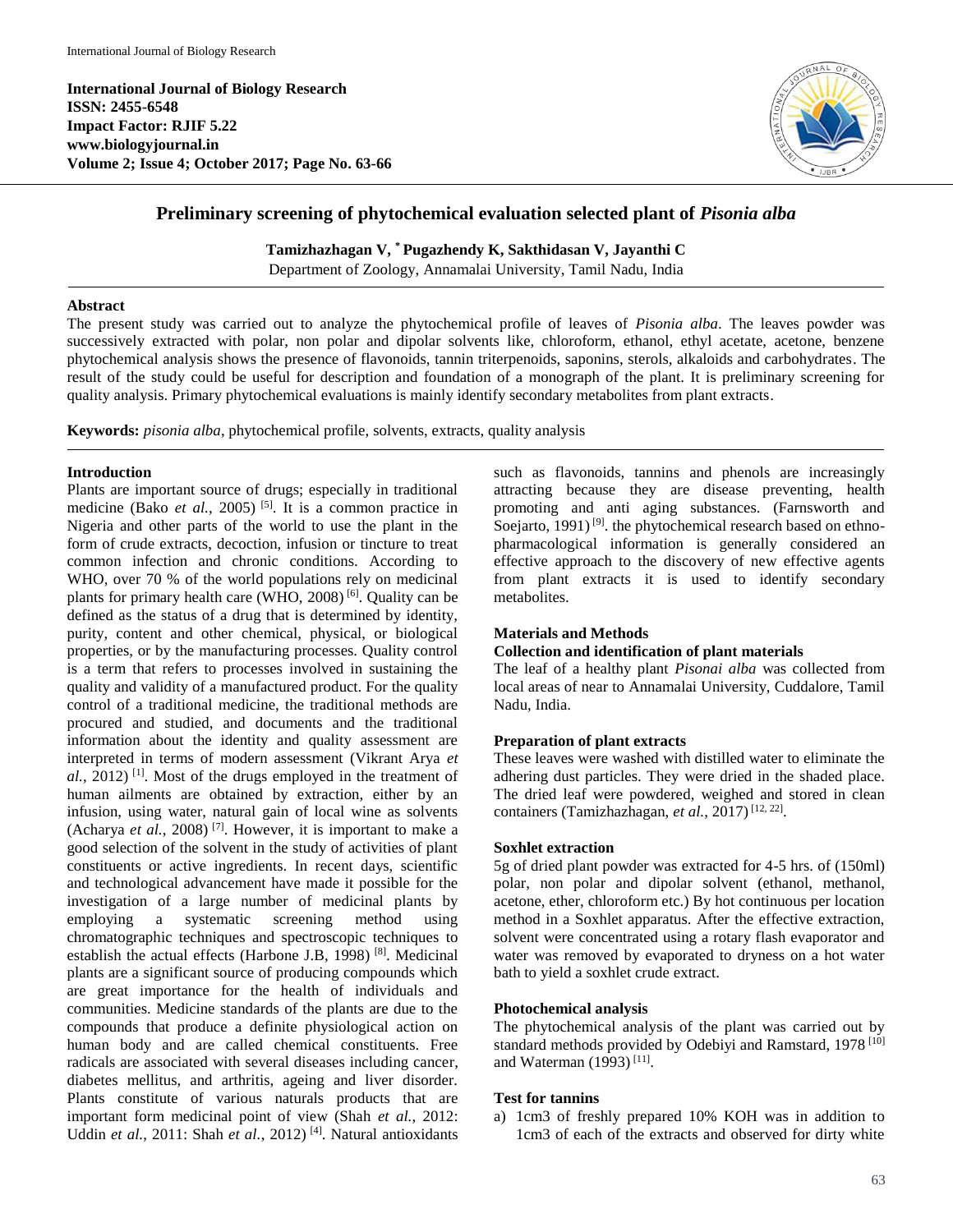**International Journal of Biology Research**
**ISSN: 2455-6548**
**Impact Factor: RJIF 5.22**
**www.biologyjournal.in**
**Volume 2; Issue 4; October 2017; Page No. 63-66**

# Preliminary screening of phytochemical evaluation selected plant of *Pisonia alba*

**Tamizhazhagan V, \* Pugazhendy K, Sakthidasan V, Jayanthi C**

Department of Zoology, Annamalai University, Tamil Nadu, India

## Abstract

The present study was carried out to analyze the phytochemical profile of leaves of *Pisonia alba*. The leaves powder was successively extracted with polar, non polar and dipolar solvents like, chloroform, ethanol, ethyl acetate, acetone, benzene phytochemical analysis shows the presence of flavonoids, tannin triterpenoids, saponins, sterols, alkaloids and carbohydrates. The result of the study could be useful for description and foundation of a monograph of the plant. It is preliminary screening for quality analysis. Primary phytochemical evaluations is mainly identify secondary metabolites from plant extracts.

**Keywords:** *pisonia alba*, phytochemical profile, solvents, extracts, quality analysis

## Introduction

Plants are important source of drugs; especially in traditional medicine (Bako *et al.*, 2005) [5]. It is a common practice in Nigeria and other parts of the world to use the plant in the form of crude extracts, decoction, infusion or tincture to treat common infection and chronic conditions. According to WHO, over 70 % of the world populations rely on medicinal plants for primary health care (WHO, 2008) [6]. Quality can be defined as the status of a drug that is determined by identity, purity, content and other chemical, physical, or biological properties, or by the manufacturing processes. Quality control is a term that refers to processes involved in sustaining the quality and validity of a manufactured product. For the quality control of a traditional medicine, the traditional methods are procured and studied, and documents and the traditional information about the identity and quality assessment are interpreted in terms of modern assessment (Vikrant Arya *et al.*, 2012) [1]. Most of the drugs employed in the treatment of human ailments are obtained by extraction, either by an infusion, using water, natural gain of local wine as solvents (Acharya *et al.*, 2008) [7]. However, it is important to make a good selection of the solvent in the study of activities of plant constituents or active ingredients. In recent days, scientific and technological advancement have made it possible for the investigation of a large number of medicinal plants by employing a systematic screening method using chromatographic techniques and spectroscopic techniques to establish the actual effects (Harbone J.B, 1998) [8]. Medicinal plants are a significant source of producing compounds which are great importance for the health of individuals and communities. Medicine standards of the plants are due to the compounds that produce a definite physiological action on human body and are called chemical constituents. Free radicals are associated with several diseases including cancer, diabetes mellitus, and arthritis, ageing and liver disorder. Plants constitute of various naturals products that are important form medicinal point of view (Shah *et al.*, 2012: Uddin *et al.*, 2011: Shah *et al.*, 2012) [4]. Natural antioxidants such as flavonoids, tannins and phenols are increasingly attracting because they are disease preventing, health promoting and anti aging substances. (Farnsworth and Soejarto, 1991) [9]. the phytochemical research based on ethno-pharmacological information is generally considered an effective approach to the discovery of new effective agents from plant extracts it is used to identify secondary metabolites.

## Materials and Methods

### Collection and identification of plant materials

The leaf of a healthy plant *Pisonai alba* was collected from local areas of near to Annamalai University, Cuddalore, Tamil Nadu, India.

### Preparation of plant extracts

These leaves were washed with distilled water to eliminate the adhering dust particles. They were dried in the shaded place. The dried leaf were powdered, weighed and stored in clean containers (Tamizhazhagan, *et al.*, 2017) [12, 22].

### Soxhlet extraction

5g of dried plant powder was extracted for 4-5 hrs. of (150ml) polar, non polar and dipolar solvent (ethanol, methanol, acetone, ether, chloroform etc.) By hot continuous per location method in a Soxhlet apparatus. After the effective extraction, solvent were concentrated using a rotary flash evaporator and water was removed by evaporated to dryness on a hot water bath to yield a soxhlet crude extract.

### Photochemical analysis

The phytochemical analysis of the plant was carried out by standard methods provided by Odebiyi and Ramstard, 1978 [10] and Waterman (1993) [11].

### Test for tannins

a) 1cm3 of freshly prepared 10% KOH was in addition to 1cm3 of each of the extracts and observed for dirty white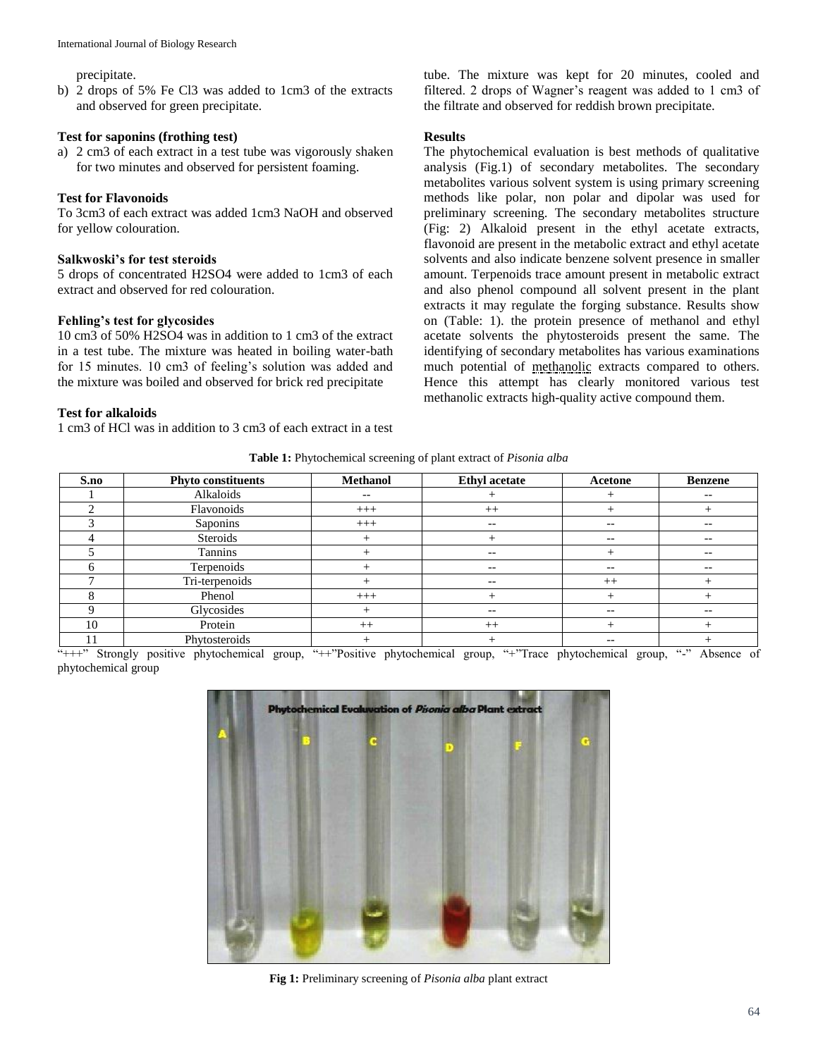precipitate.

b) 2 drops of 5% Fe Cl3 was added to 1cm3 of the extracts and observed for green precipitate.

### Test for saponins (frothing test)

a) 2 cm3 of each extract in a test tube was vigorously shaken for two minutes and observed for persistent foaming.

### Test for Flavonoids

To 3cm3 of each extract was added 1cm3 NaOH and observed for yellow colouration.

### Salkwoski's for test steroids

5 drops of concentrated H2SO4 were added to 1cm3 of each extract and observed for red colouration.

### Fehling's test for glycosides

10 cm3 of 50% H2SO4 was in addition to 1 cm3 of the extract in a test tube. The mixture was heated in boiling water-bath for 15 minutes. 10 cm3 of feeling's solution was added and the mixture was boiled and observed for brick red precipitate

### Test for alkaloids

1 cm3 of HCl was in addition to 3 cm3 of each extract in a test tube. The mixture was kept for 20 minutes, cooled and filtered. 2 drops of Wagner's reagent was added to 1 cm3 of the filtrate and observed for reddish brown precipitate.

## Results

The phytochemical evaluation is best methods of qualitative analysis (Fig.1) of secondary metabolites. The secondary metabolites various solvent system is using primary screening methods like polar, non polar and dipolar was used for preliminary screening. The secondary metabolites structure (Fig: 2) Alkaloid present in the ethyl acetate extracts, flavonoid are present in the metabolic extract and ethyl acetate solvents and also indicate benzene solvent presence in smaller amount. Terpenoids trace amount present in metabolic extract and also phenol compound all solvent present in the plant extracts it may regulate the forging substance. Results show on (Table: 1). the protein presence of methanol and ethyl acetate solvents the phytosteroids present the same. The identifying of secondary metabolites has various examinations much potential of methanolic extracts compared to others. Hence this attempt has clearly monitored various test methanolic extracts high-quality active compound them.

**Table 1:** Phytochemical screening of plant extract of *Pisonia alba*

| S.no | Phyto constituents | Methanol | Ethyl acetate | Acetone | Benzene |
|---|---|---|---|---|---|
| 1 | Alkaloids | -- | + | + | -- |
| 2 | Flavonoids | +++ | ++ | + | + |
| 3 | Saponins | +++ | -- | -- | -- |
| 4 | Steroids | + | + | -- | -- |
| 5 | Tannins | + | -- | + | -- |
| 6 | Terpenoids | + | -- | -- | -- |
| 7 | Tri-terpenoids | + | -- | ++ | + |
| 8 | Phenol | +++ | + | + | + |
| 9 | Glycosides | + | -- | -- | -- |
| 10 | Protein | ++ | ++ | + | + |
| 11 | Phytosteroids | + | + | -- | + |

"+++" Strongly positive phytochemical group, "++"Positive phytochemical group, "+"Trace phytochemical group, "-" Absence of phytochemical group

**Fig 1:** Preliminary screening of *Pisonia alba* plant extract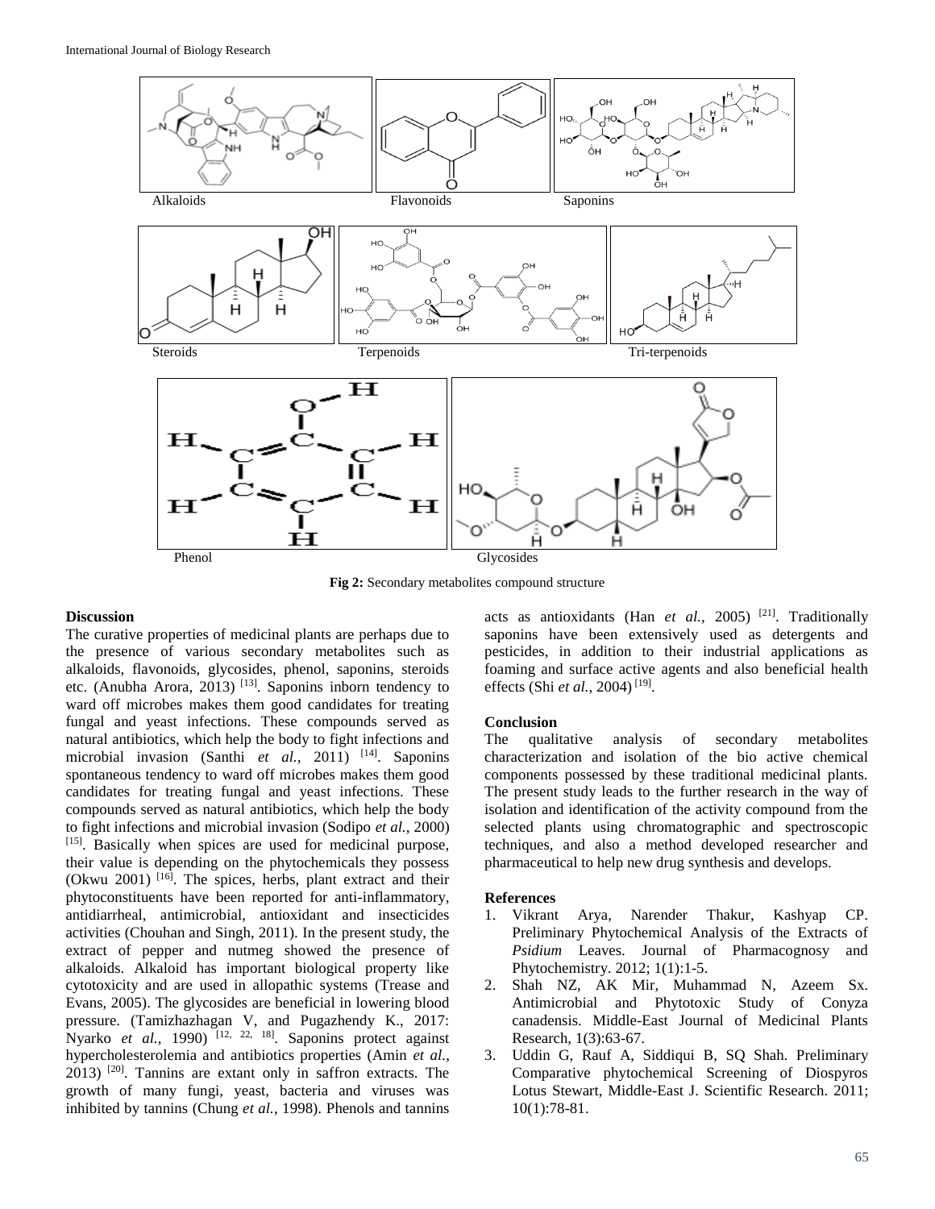Alkaloids Flavonoids Saponins

Steroids Terpenoids Tri-terpenoids

Phenol Glycosides

**Fig 2:** Secondary metabolites compound structure

## Discussion

The curative properties of medicinal plants are perhaps due to the presence of various secondary metabolites such as alkaloids, flavonoids, glycosides, phenol, saponins, steroids etc. (Anubha Arora, 2013) [13]. Saponins inborn tendency to ward off microbes makes them good candidates for treating fungal and yeast infections. These compounds served as natural antibiotics, which help the body to fight infections and microbial invasion (Santhi *et al.*, 2011) [14]. Saponins spontaneous tendency to ward off microbes makes them good candidates for treating fungal and yeast infections. These compounds served as natural antibiotics, which help the body to fight infections and microbial invasion (Sodipo *et al.*, 2000) [15]. Basically when spices are used for medicinal purpose, their value is depending on the phytochemicals they possess (Okwu 2001) [16]. The spices, herbs, plant extract and their phytoconstituents have been reported for anti-inflammatory, antidiarrheal, antimicrobial, antioxidant and insecticides activities (Chouhan and Singh, 2011). In the present study, the extract of pepper and nutmeg showed the presence of alkaloids. Alkaloid has important biological property like cytotoxicity and are used in allopathic systems (Trease and Evans, 2005). The glycosides are beneficial in lowering blood pressure. (Tamizhazhagan V, and Pugazhendy K., 2017: Nyarko *et al.*, 1990) [12, 22, 18]. Saponins protect against hypercholesterolemia and antibiotics properties (Amin *et al.*, 2013) [20]. Tannins are extant only in saffron extracts. The growth of many fungi, yeast, bacteria and viruses was inhibited by tannins (Chung *et al.*, 1998). Phenols and tannins acts as antioxidants (Han *et al.*, 2005) [21]. Traditionally saponins have been extensively used as detergents and pesticides, in addition to their industrial applications as foaming and surface active agents and also beneficial health effects (Shi *et al.*, 2004) [19].

## Conclusion

The qualitative analysis of secondary metabolites characterization and isolation of the bio active chemical components possessed by these traditional medicinal plants. The present study leads to the further research in the way of isolation and identification of the activity compound from the selected plants using chromatographic and spectroscopic techniques, and also a method developed researcher and pharmaceutical to help new drug synthesis and develops.

## References

1. Vikrant Arya, Narender Thakur, Kashyap CP. Preliminary Phytochemical Analysis of the Extracts of *Psidium* Leaves. Journal of Pharmacognosy and Phytochemistry. 2012; 1(1):1-5.
2. Shah NZ, AK Mir, Muhammad N, Azeem Sx. Antimicrobial and Phytotoxic Study of Conyza canadensis. Middle-East Journal of Medicinal Plants Research, 1(3):63-67.
3. Uddin G, Rauf A, Siddiqui B, SQ Shah. Preliminary Comparative phytochemical Screening of Diospyros Lotus Stewart, Middle-East J. Scientific Research. 2011; 10(1):78-81.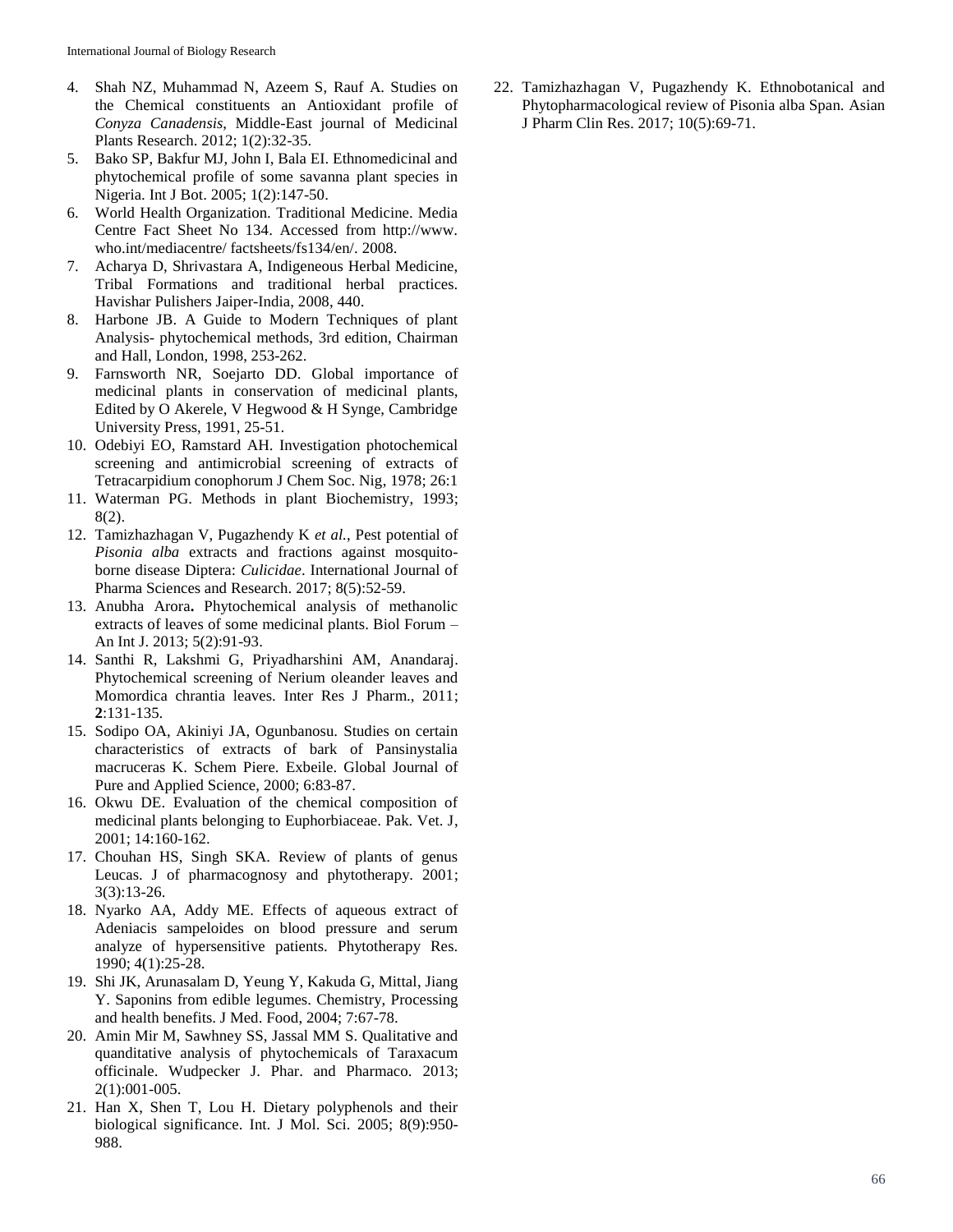4. Shah NZ, Muhammad N, Azeem S, Rauf A. Studies on the Chemical constituents an Antioxidant profile of *Conyza Canadensis*, Middle-East journal of Medicinal Plants Research. 2012; 1(2):32-35.
5. Bako SP, Bakfur MJ, John I, Bala EI. Ethnomedicinal and phytochemical profile of some savanna plant species in Nigeria. Int J Bot. 2005; 1(2):147-50.
6. World Health Organization. Traditional Medicine. Media Centre Fact Sheet No 134. Accessed from http://www.who.int/mediacentre/ factsheets/fs134/en/. 2008.
7. Acharya D, Shrivastara A, Indigeneous Herbal Medicine, Tribal Formations and traditional herbal practices. Havishar Pulishers Jaiper-India, 2008, 440.
8. Harbone JB. A Guide to Modern Techniques of plant Analysis- phytochemical methods, 3rd edition, Chairman and Hall, London, 1998, 253-262.
9. Farnsworth NR, Soejarto DD. Global importance of medicinal plants in conservation of medicinal plants, Edited by O Akerele, V Hegwood & H Synge, Cambridge University Press, 1991, 25-51.
10. Odebiyi EO, Ramstard AH. Investigation photochemical screening and antimicrobial screening of extracts of Tetracarpidium conophorum J Chem Soc. Nig, 1978; 26:1
11. Waterman PG. Methods in plant Biochemistry, 1993; 8(2).
12. Tamizhazhagan V, Pugazhendy K *et al.*, Pest potential of *Pisonia alba* extracts and fractions against mosquito-borne disease Diptera: *Culicidae*. International Journal of Pharma Sciences and Research. 2017; 8(5):52-59.
13. Anubha Arora**.** Phytochemical analysis of methanolic extracts of leaves of some medicinal plants. Biol Forum – An Int J. 2013; 5(2):91-93.
14. Santhi R, Lakshmi G, Priyadharshini AM, Anandaraj. Phytochemical screening of Nerium oleander leaves and Momordica chrantia leaves. Inter Res J Pharm., 2011; **2**:131-135.
15. Sodipo OA, Akiniyi JA, Ogunbanosu. Studies on certain characteristics of extracts of bark of Pansinystalia macruceras K. Schem Piere. Exbeile. Global Journal of Pure and Applied Science, 2000; 6:83-87.
16. Okwu DE. Evaluation of the chemical composition of medicinal plants belonging to Euphorbiaceae. Pak. Vet. J, 2001; 14:160-162.
17. Chouhan HS, Singh SKA. Review of plants of genus Leucas. J of pharmacognosy and phytotherapy. 2001; 3(3):13-26.
18. Nyarko AA, Addy ME. Effects of aqueous extract of Adeniacis sampeloides on blood pressure and serum analyze of hypersensitive patients. Phytotherapy Res. 1990; 4(1):25-28.
19. Shi JK, Arunasalam D, Yeung Y, Kakuda G, Mittal, Jiang Y. Saponins from edible legumes. Chemistry, Processing and health benefits. J Med. Food, 2004; 7:67-78.
20. Amin Mir M, Sawhney SS, Jassal MM S. Qualitative and quanditative analysis of phytochemicals of Taraxacum officinale. Wudpecker J. Phar. and Pharmaco. 2013; 2(1):001-005.
21. Han X, Shen T, Lou H. Dietary polyphenols and their biological significance. Int. J Mol. Sci. 2005; 8(9):950-988.
22. Tamizhazhagan V, Pugazhendy K. Ethnobotanical and Phytopharmacological review of Pisonia alba Span. Asian J Pharm Clin Res. 2017; 10(5):69-71.